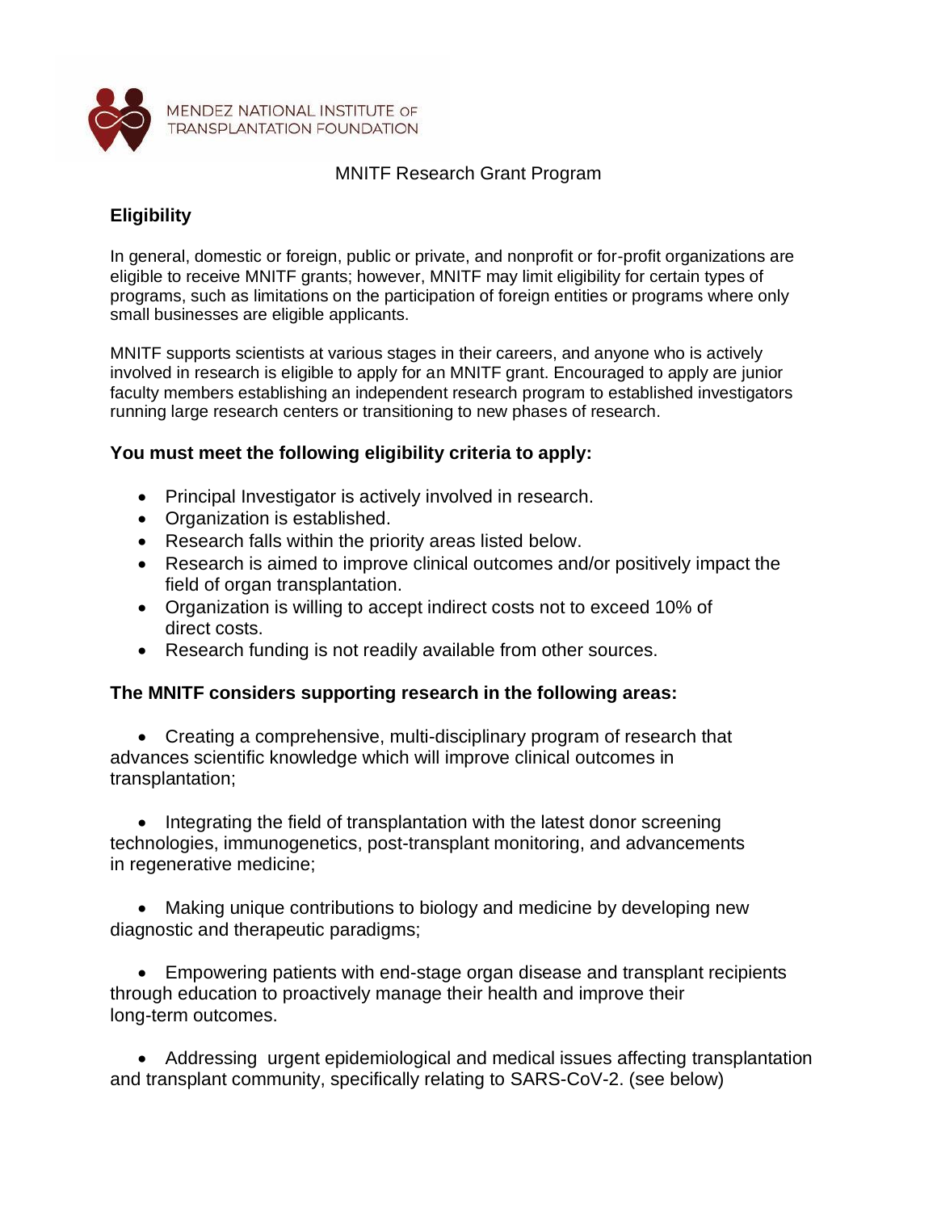MENDEZ NATIONAL INSTITUTE OF TRANSPLANTATION FOUNDATION

MNITF Research Grant Program

## Eligibility

In general, domestic or foreign, public or private, and nonprofit or for-profit organizations are eligible to receive MNITF grants; however, MNITF may limit eligibility for certain types of programs, such as limitations on the participation of foreign entities or programs where only small businesses are eligible applicants.

MNITF supports scientists at various stages in their careers, and anyone who is actively involved in research is eligible to apply for an MNITF grant. Encouraged to apply are junior faculty members establishing an independent research program to established investigators running large research centers or transitioning to new phases of research.

### You must meet the following eligibility criteria to apply:

- Principal Investigator is actively involved in research.
- Organization is established.
- Research falls within the priority areas listed below.
- Research is aimed to improve clinical outcomes and/or positively impact the field of organ transplantation.
- Organization is willing to accept indirect costs not to exceed 10% of direct costs.
- Research funding is not readily available from other sources.

### The MNITF considers supporting research in the following areas:

- Creating a comprehensive, multi-disciplinary program of research that advances scientific knowledge which will improve clinical outcomes in transplantation;
- Integrating the field of transplantation with the latest donor screening technologies, immunogenetics, post-transplant monitoring, and advancements in regenerative medicine;
- Making unique contributions to biology and medicine by developing new diagnostic and therapeutic paradigms;
- Empowering patients with end-stage organ disease and transplant recipients through education to proactively manage their health and improve their long-term outcomes.
- Addressing urgent epidemiological and medical issues affecting transplantation and transplant community, specifically relating to SARS-CoV-2. (see below)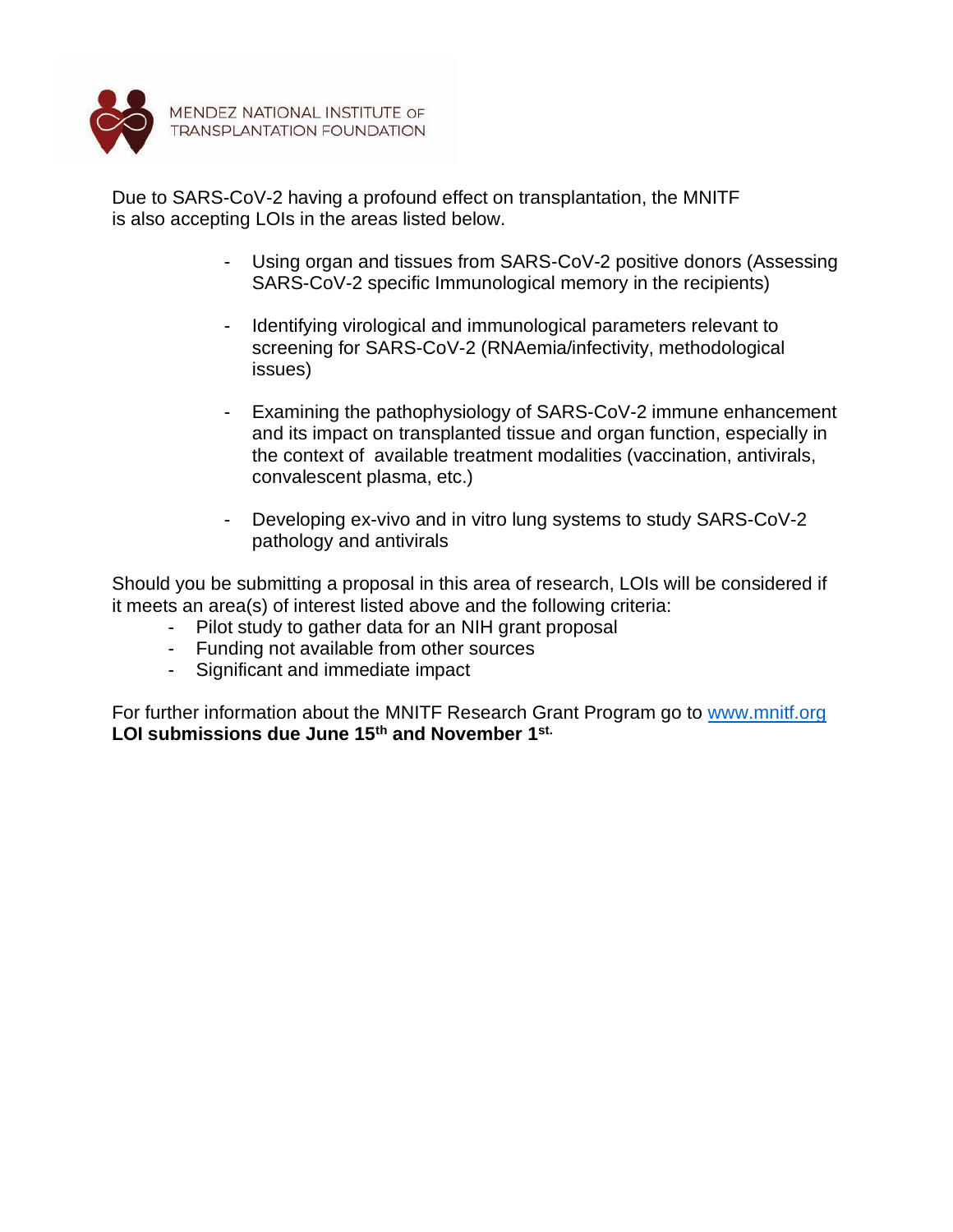MENDEZ NATIONAL INSTITUTE OF TRANSPLANTATION FOUNDATION

Due to SARS-CoV-2 having a profound effect on transplantation, the MNITF is also accepting LOIs in the areas listed below.

- Using organ and tissues from SARS-CoV-2 positive donors (Assessing SARS-CoV-2 specific Immunological memory in the recipients)
- Identifying virological and immunological parameters relevant to screening for SARS-CoV-2 (RNAemia/infectivity, methodological issues)
- Examining the pathophysiology of SARS-CoV-2 immune enhancement and its impact on transplanted tissue and organ function, especially in the context of available treatment modalities (vaccination, antivirals, convalescent plasma, etc.)
- Developing ex-vivo and in vitro lung systems to study SARS-CoV-2 pathology and antivirals

Should you be submitting a proposal in this area of research, LOIs will be considered if it meets an area(s) of interest listed above and the following criteria:

- Pilot study to gather data for an NIH grant proposal
- Funding not available from other sources
- Significant and immediate impact

For further information about the MNITF Research Grant Program go to www.mnitf.org

**LOI submissions due June 15th and November 1st.**